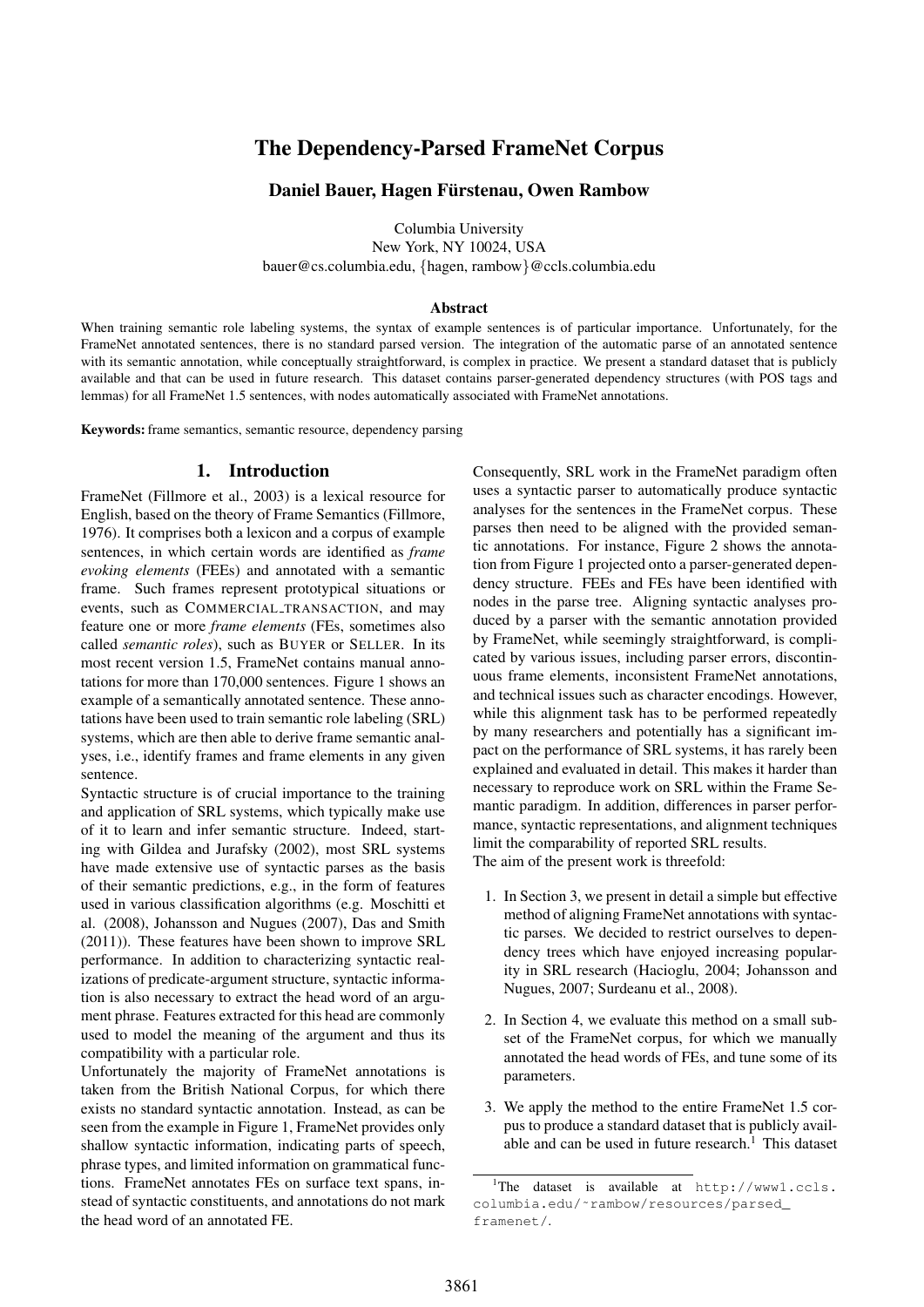# The Dependency-Parsed FrameNet Corpus

**Daniel Bauer, Hagen Fürstenau, Owen Rambow**

Columbia University
New York, NY 10024, USA
bauer@cs.columbia.edu, {hagen, rambow}@ccls.columbia.edu

### Abstract

When training semantic role labeling systems, the syntax of example sentences is of particular importance. Unfortunately, for the FrameNet annotated sentences, there is no standard parsed version. The integration of the automatic parse of an annotated sentence with its semantic annotation, while conceptually straightforward, is complex in practice. We present a standard dataset that is publicly available and that can be used in future research. This dataset contains parser-generated dependency structures (with POS tags and lemmas) for all FrameNet 1.5 sentences, with nodes automatically associated with FrameNet annotations.

**Keywords:** frame semantics, semantic resource, dependency parsing

## 1. Introduction

FrameNet (Fillmore et al., 2003) is a lexical resource for English, based on the theory of Frame Semantics (Fillmore, 1976). It comprises both a lexicon and a corpus of example sentences, in which certain words are identified as *frame evoking elements* (FEEs) and annotated with a semantic frame. Such frames represent prototypical situations or events, such as COMMERCIAL_TRANSACTION, and may feature one or more *frame elements* (FEs, sometimes also called *semantic roles*), such as BUYER or SELLER. In its most recent version 1.5, FrameNet contains manual annotations for more than 170,000 sentences. Figure 1 shows an example of a semantically annotated sentence. These annotations have been used to train semantic role labeling (SRL) systems, which are then able to derive frame semantic analyses, i.e., identify frames and frame elements in any given sentence.

Syntactic structure is of crucial importance to the training and application of SRL systems, which typically make use of it to learn and infer semantic structure. Indeed, starting with Gildea and Jurafsky (2002), most SRL systems have made extensive use of syntactic parses as the basis of their semantic predictions, e.g., in the form of features used in various classification algorithms (e.g. Moschitti et al. (2008), Johansson and Nugues (2007), Das and Smith (2011)). These features have been shown to improve SRL performance. In addition to characterizing syntactic realizations of predicate-argument structure, syntactic information is also necessary to extract the head word of an argument phrase. Features extracted for this head are commonly used to model the meaning of the argument and thus its compatibility with a particular role.

Unfortunately the majority of FrameNet annotations is taken from the British National Corpus, for which there exists no standard syntactic annotation. Instead, as can be seen from the example in Figure 1, FrameNet provides only shallow syntactic information, indicating parts of speech, phrase types, and limited information on grammatical functions. FrameNet annotates FEs on surface text spans, instead of syntactic constituents, and annotations do not mark the head word of an annotated FE.

Consequently, SRL work in the FrameNet paradigm often uses a syntactic parser to automatically produce syntactic analyses for the sentences in the FrameNet corpus. These parses then need to be aligned with the provided semantic annotations. For instance, Figure 2 shows the annotation from Figure 1 projected onto a parser-generated dependency structure. FEEs and FEs have been identified with nodes in the parse tree. Aligning syntactic analyses produced by a parser with the semantic annotation provided by FrameNet, while seemingly straightforward, is complicated by various issues, including parser errors, discontinuous frame elements, inconsistent FrameNet annotations, and technical issues such as character encodings. However, while this alignment task has to be performed repeatedly by many researchers and potentially has a significant impact on the performance of SRL systems, it has rarely been explained and evaluated in detail. This makes it harder than necessary to reproduce work on SRL within the Frame Semantic paradigm. In addition, differences in parser performance, syntactic representations, and alignment techniques limit the comparability of reported SRL results.

The aim of the present work is threefold:

1. In Section 3, we present in detail a simple but effective method of aligning FrameNet annotations with syntactic parses. We decided to restrict ourselves to dependency trees which have enjoyed increasing popularity in SRL research (Hacioglu, 2004; Johansson and Nugues, 2007; Surdeanu et al., 2008).
2. In Section 4, we evaluate this method on a small subset of the FrameNet corpus, for which we manually annotated the head words of FEs, and tune some of its parameters.
3. We apply the method to the entire FrameNet 1.5 corpus to produce a standard dataset that is publicly available and can be used in future research.[1] This dataset

[1] The dataset is available at http://www1.ccls.columbia.edu/~rambow/resources/parsed_framenet/.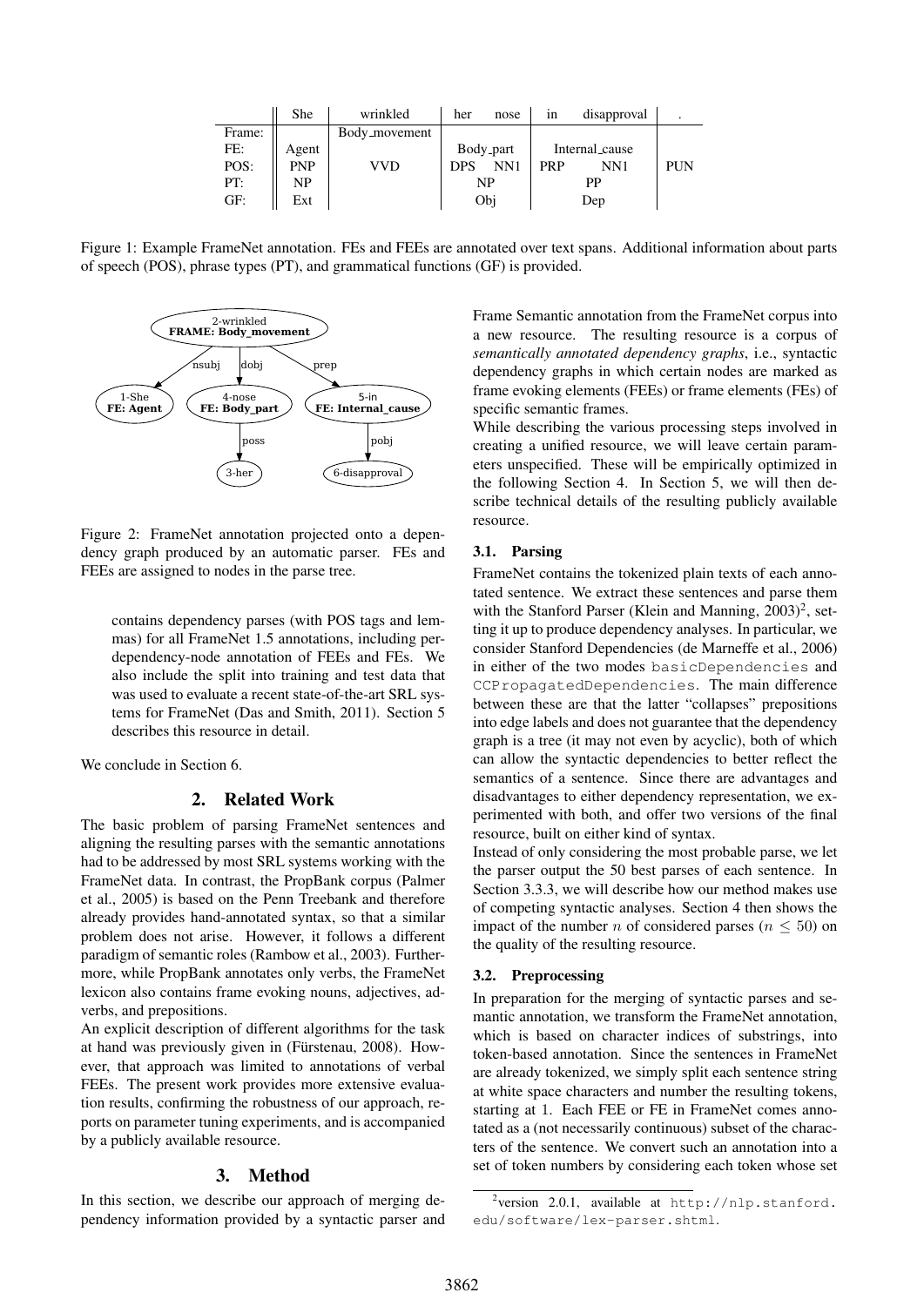|  | She | wrinkled | her | nose | in | disapproval | . |
|---|---|---|---|---|---|---|---|
| Frame: |  | Body_movement |  |  |  |  |  |
| FE: | Agent |  | Body_part |  | Internal_cause |  |  |
| POS: | PNP | VVD | DPS | NN1 | PRP | NN1 | PUN |
| PT: | NP |  | NP |  | PP |  |  |
| GF: | Ext |  | Obj |  | Dep |  |  |

Figure 1: Example FrameNet annotation. FEs and FEEs are annotated over text spans. Additional information about parts of speech (POS), phrase types (PT), and grammatical functions (GF) is provided.

Figure 2: FrameNet annotation projected onto a dependency graph produced by an automatic parser. FEs and FEEs are assigned to nodes in the parse tree.

> contains dependency parses (with POS tags and lemmas) for all FrameNet 1.5 annotations, including per-dependency-node annotation of FEEs and FEs. We also include the split into training and test data that was used to evaluate a recent state-of-the-art SRL systems for FrameNet (Das and Smith, 2011). Section 5 describes this resource in detail.

We conclude in Section 6.

## 2. Related Work

The basic problem of parsing FrameNet sentences and aligning the resulting parses with the semantic annotations had to be addressed by most SRL systems working with the FrameNet data. In contrast, the PropBank corpus (Palmer et al., 2005) is based on the Penn Treebank and therefore already provides hand-annotated syntax, so that a similar problem does not arise. However, it follows a different paradigm of semantic roles (Rambow et al., 2003). Furthermore, while PropBank annotates only verbs, the FrameNet lexicon also contains frame evoking nouns, adjectives, adverbs, and prepositions.

An explicit description of different algorithms for the task at hand was previously given in (Fürstenau, 2008). However, that approach was limited to annotations of verbal FEEs. The present work provides more extensive evaluation results, confirming the robustness of our approach, reports on parameter tuning experiments, and is accompanied by a publicly available resource.

## 3. Method

In this section, we describe our approach of merging dependency information provided by a syntactic parser and Frame Semantic annotation from the FrameNet corpus into a new resource. The resulting resource is a corpus of *semantically annotated dependency graphs*, i.e., syntactic dependency graphs in which certain nodes are marked as frame evoking elements (FEEs) or frame elements (FEs) of specific semantic frames.

While describing the various processing steps involved in creating a unified resource, we will leave certain parameters unspecified. These will be empirically optimized in the following Section 4. In Section 5, we will then describe technical details of the resulting publicly available resource.

### 3.1. Parsing

FrameNet contains the tokenized plain texts of each annotated sentence. We extract these sentences and parse them with the Stanford Parser (Klein and Manning, 2003)[2], setting it up to produce dependency analyses. In particular, we consider Stanford Dependencies (de Marneffe et al., 2006) in either of the two modes `basicDependencies` and `CCPropagatedDependencies`. The main difference between these are that the latter "collapses" prepositions into edge labels and does not guarantee that the dependency graph is a tree (it may not even by acyclic), both of which can allow the syntactic dependencies to better reflect the semantics of a sentence. Since there are advantages and disadvantages to either dependency representation, we experimented with both, and offer two versions of the final resource, built on either kind of syntax.

Instead of only considering the most probable parse, we let the parser output the 50 best parses of each sentence. In Section 3.3.3, we will describe how our method makes use of competing syntactic analyses. Section 4 then shows the impact of the number $n$ of considered parses ($n \leq 50$) on the quality of the resulting resource.

### 3.2. Preprocessing

In preparation for the merging of syntactic parses and semantic annotation, we transform the FrameNet annotation, which is based on character indices of substrings, into token-based annotation. Since the sentences in FrameNet are already tokenized, we simply split each sentence string at white space characters and number the resulting tokens, starting at 1. Each FEE or FE in FrameNet comes annotated as a (not necessarily continuous) subset of the characters of the sentence. We convert such an annotation into a set of token numbers by considering each token whose set

[2] version 2.0.1, available at http://nlp.stanford.edu/software/lex-parser.shtml.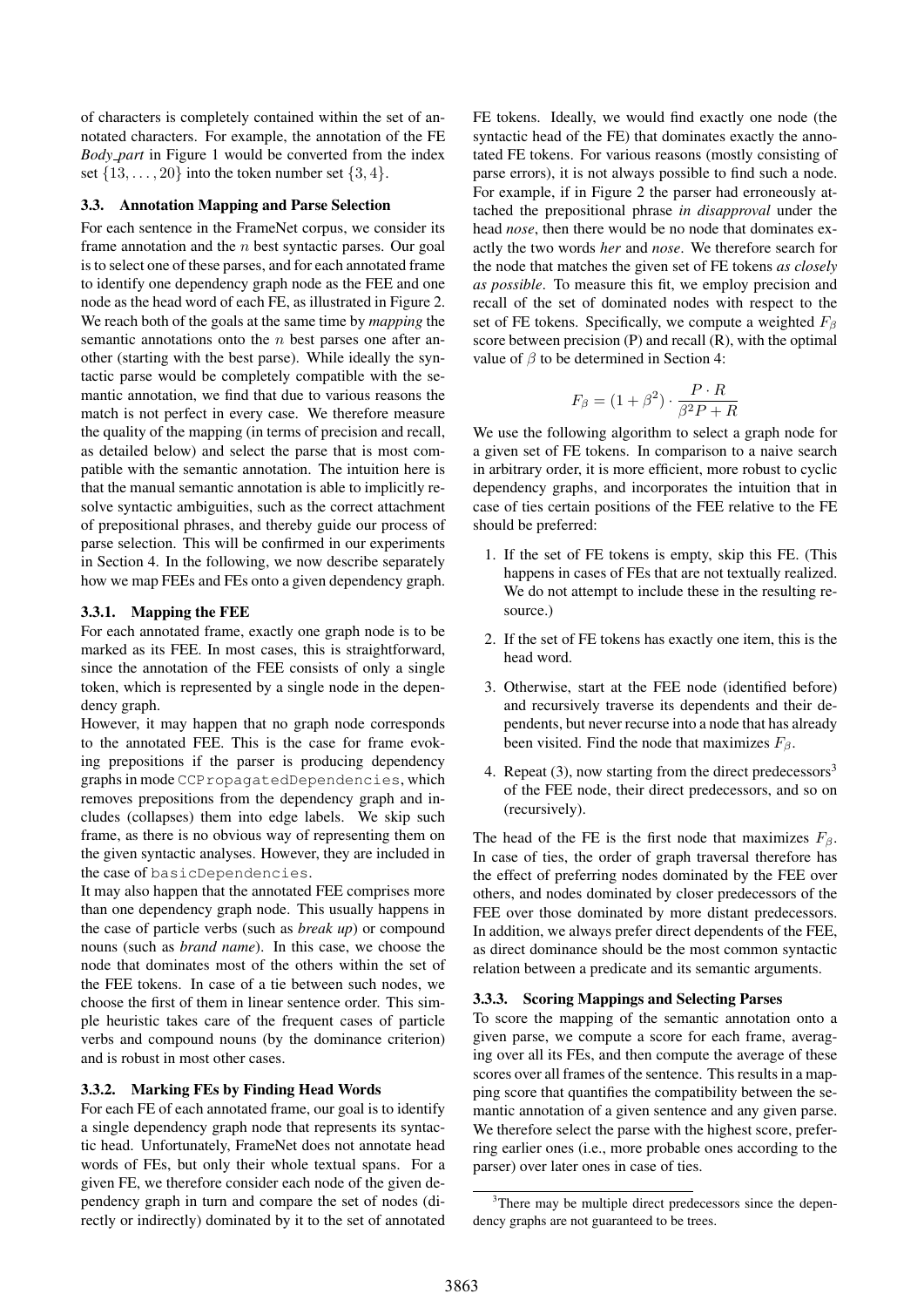of characters is completely contained within the set of annotated characters. For example, the annotation of the FE *Body_part* in Figure 1 would be converted from the index set $\{13, \ldots, 20\}$ into the token number set $\{3, 4\}$.

### 3.3. Annotation Mapping and Parse Selection

For each sentence in the FrameNet corpus, we consider its frame annotation and the $n$ best syntactic parses. Our goal is to select one of these parses, and for each annotated frame to identify one dependency graph node as the FEE and one node as the head word of each FE, as illustrated in Figure 2. We reach both of the goals at the same time by *mapping* the semantic annotations onto the $n$ best parses one after another (starting with the best parse). While ideally the syntactic parse would be completely compatible with the semantic annotation, we find that due to various reasons the match is not perfect in every case. We therefore measure the quality of the mapping (in terms of precision and recall, as detailed below) and select the parse that is most compatible with the semantic annotation. The intuition here is that the manual semantic annotation is able to implicitly resolve syntactic ambiguities, such as the correct attachment of prepositional phrases, and thereby guide our process of parse selection. This will be confirmed in our experiments in Section 4. In the following, we now describe separately how we map FEEs and FEs onto a given dependency graph.

#### 3.3.1. Mapping the FEE

For each annotated frame, exactly one graph node is to be marked as its FEE. In most cases, this is straightforward, since the annotation of the FEE consists of only a single token, which is represented by a single node in the dependency graph.

However, it may happen that no graph node corresponds to the annotated FEE. This is the case for frame evoking prepositions if the parser is producing dependency graphs in mode `CCPropagatedDependencies`, which removes prepositions from the dependency graph and includes (collapses) them into edge labels. We skip such frame, as there is no obvious way of representing them on the given syntactic analyses. However, they are included in the case of `basicDependencies`.

It may also happen that the annotated FEE comprises more than one dependency graph node. This usually happens in the case of particle verbs (such as *break up*) or compound nouns (such as *brand name*). In this case, we choose the node that dominates most of the others within the set of the FEE tokens. In case of a tie between such nodes, we choose the first of them in linear sentence order. This simple heuristic takes care of the frequent cases of particle verbs and compound nouns (by the dominance criterion) and is robust in most other cases.

#### 3.3.2. Marking FEs by Finding Head Words

For each FE of each annotated frame, our goal is to identify a single dependency graph node that represents its syntactic head. Unfortunately, FrameNet does not annotate head words of FEs, but only their whole textual spans. For a given FE, we therefore consider each node of the given dependency graph in turn and compare the set of nodes (directly or indirectly) dominated by it to the set of annotated FE tokens. Ideally, we would find exactly one node (the syntactic head of the FE) that dominates exactly the annotated FE tokens. For various reasons (mostly consisting of parse errors), it is not always possible to find such a node. For example, if in Figure 2 the parser had erroneously attached the prepositional phrase *in disapproval* under the head *nose*, then there would be no node that dominates exactly the two words *her* and *nose*. We therefore search for the node that matches the given set of FE tokens *as closely as possible*. To measure this fit, we employ precision and recall of the set of dominated nodes with respect to the set of FE tokens. Specifically, we compute a weighted $F_\beta$ score between precision (P) and recall (R), with the optimal value of $\beta$ to be determined in Section 4:

$$F_\beta = (1 + \beta^2) \cdot \frac{P \cdot R}{\beta^2 P + R}$$

We use the following algorithm to select a graph node for a given set of FE tokens. In comparison to a naive search in arbitrary order, it is more efficient, more robust to cyclic dependency graphs, and incorporates the intuition that in case of ties certain positions of the FEE relative to the FE should be preferred:

1. If the set of FE tokens is empty, skip this FE. (This happens in cases of FEs that are not textually realized. We do not attempt to include these in the resulting resource.)
2. If the set of FE tokens has exactly one item, this is the head word.
3. Otherwise, start at the FEE node (identified before) and recursively traverse its dependents and their dependents, but never recurse into a node that has already been visited. Find the node that maximizes $F_\beta$.
4. Repeat (3), now starting from the direct predecessors[3] of the FEE node, their direct predecessors, and so on (recursively).

The head of the FE is the first node that maximizes $F_\beta$. In case of ties, the order of graph traversal therefore has the effect of preferring nodes dominated by the FEE over others, and nodes dominated by closer predecessors of the FEE over those dominated by more distant predecessors. In addition, we always prefer direct dependents of the FEE, as direct dominance should be the most common syntactic relation between a predicate and its semantic arguments.

#### 3.3.3. Scoring Mappings and Selecting Parses

To score the mapping of the semantic annotation onto a given parse, we compute a score for each frame, averaging over all its FEs, and then compute the average of these scores over all frames of the sentence. This results in a mapping score that quantifies the compatibility between the semantic annotation of a given sentence and any given parse. We therefore select the parse with the highest score, preferring earlier ones (i.e., more probable ones according to the parser) over later ones in case of ties.

[3]There may be multiple direct predecessors since the dependency graphs are not guaranteed to be trees.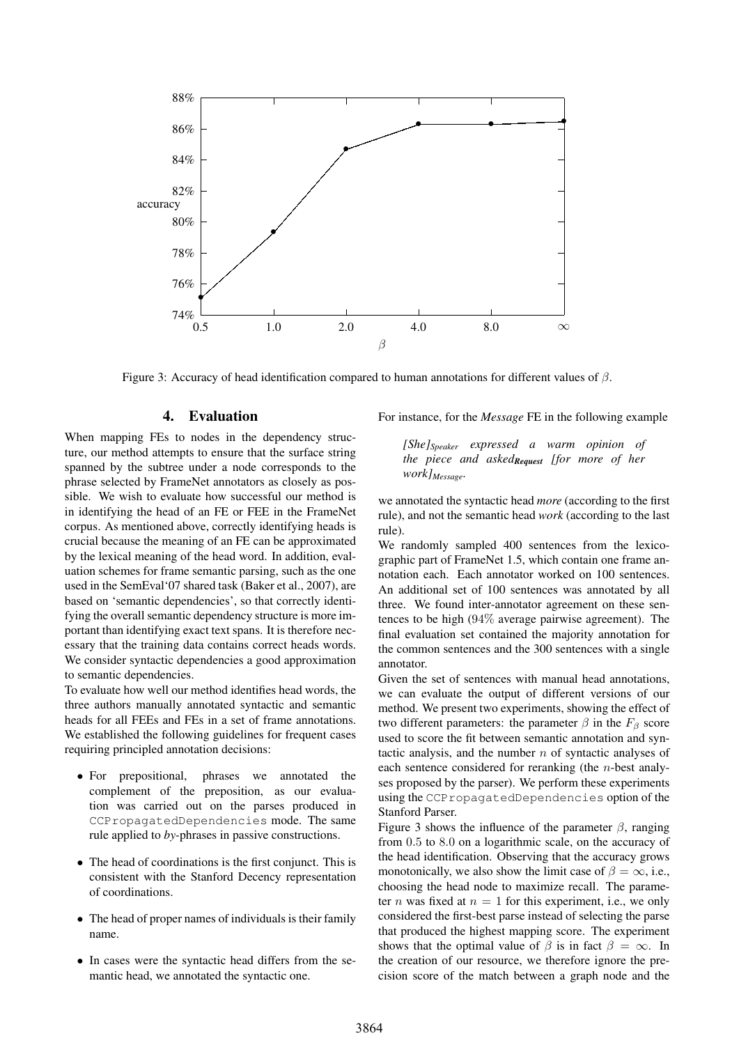Figure 3: Accuracy of head identification compared to human annotations for different values of $\beta$.

## 4. Evaluation

When mapping FEs to nodes in the dependency structure, our method attempts to ensure that the surface string spanned by the subtree under a node corresponds to the phrase selected by FrameNet annotators as closely as possible. We wish to evaluate how successful our method is in identifying the head of an FE or FEE in the FrameNet corpus. As mentioned above, correctly identifying heads is crucial because the meaning of an FE can be approximated by the lexical meaning of the head word. In addition, evaluation schemes for frame semantic parsing, such as the one used in the SemEval'07 shared task (Baker et al., 2007), are based on 'semantic dependencies', so that correctly identifying the overall semantic dependency structure is more important than identifying exact text spans. It is therefore necessary that the training data contains correct heads words. We consider syntactic dependencies a good approximation to semantic dependencies.

To evaluate how well our method identifies head words, the three authors manually annotated syntactic and semantic heads for all FEEs and FEs in a set of frame annotations. We established the following guidelines for frequent cases requiring principled annotation decisions:

- For prepositional, phrases we annotated the complement of the preposition, as our evaluation was carried out on the parses produced in `CCPropagatedDependencies` mode. The same rule applied to *by*-phrases in passive constructions.
- The head of coordinations is the first conjunct. This is consistent with the Stanford Decency representation of coordinations.
- The head of proper names of individuals is their family name.
- In cases were the syntactic head differs from the semantic head, we annotated the syntactic one.

For instance, for the *Message* FE in the following example

> *[She]$_{Speaker}$ expressed a warm opinion of the piece and asked$_{\textbf{Request}}$ [for more of her work]$_{Message}$.*

we annotated the syntactic head *more* (according to the first rule), and not the semantic head *work* (according to the last rule).

We randomly sampled 400 sentences from the lexicographic part of FrameNet 1.5, which contain one frame annotation each. Each annotator worked on 100 sentences. An additional set of 100 sentences was annotated by all three. We found inter-annotator agreement on these sentences to be high (94% average pairwise agreement). The final evaluation set contained the majority annotation for the common sentences and the 300 sentences with a single annotator.

Given the set of sentences with manual head annotations, we can evaluate the output of different versions of our method. We present two experiments, showing the effect of two different parameters: the parameter $\beta$ in the $F_\beta$ score used to score the fit between semantic annotation and syntactic analysis, and the number $n$ of syntactic analyses of each sentence considered for reranking (the $n$-best analyses proposed by the parser). We perform these experiments using the `CCPropagatedDependencies` option of the Stanford Parser.

Figure 3 shows the influence of the parameter $\beta$, ranging from 0.5 to 8.0 on a logarithmic scale, on the accuracy of the head identification. Observing that the accuracy grows monotonically, we also show the limit case of $\beta = \infty$, i.e., choosing the head node to maximize recall. The parameter $n$ was fixed at $n = 1$ for this experiment, i.e., we only considered the first-best parse instead of selecting the parse that produced the highest mapping score. The experiment shows that the optimal value of $\beta$ is in fact $\beta = \infty$. In the creation of our resource, we therefore ignore the precision score of the match between a graph node and the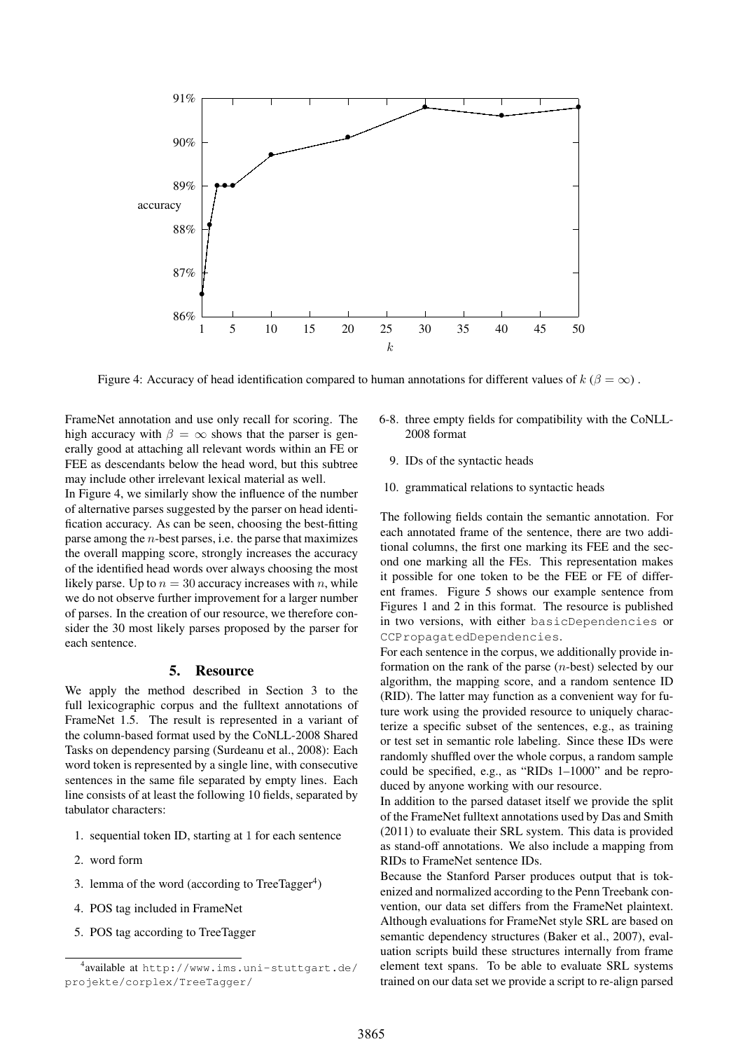Figure 4: Accuracy of head identification compared to human annotations for different values of $k$ ($\beta = \infty$) .

FrameNet annotation and use only recall for scoring. The high accuracy with $\beta = \infty$ shows that the parser is generally good at attaching all relevant words within an FE or FEE as descendants below the head word, but this subtree may include other irrelevant lexical material as well.

In Figure 4, we similarly show the influence of the number of alternative parses suggested by the parser on head identification accuracy. As can be seen, choosing the best-fitting parse among the $n$-best parses, i.e. the parse that maximizes the overall mapping score, strongly increases the accuracy of the identified head words over always choosing the most likely parse. Up to $n = 30$ accuracy increases with $n$, while we do not observe further improvement for a larger number of parses. In the creation of our resource, we therefore consider the 30 most likely parses proposed by the parser for each sentence.

## 5. Resource

We apply the method described in Section 3 to the full lexicographic corpus and the fulltext annotations of FrameNet 1.5. The result is represented in a variant of the column-based format used by the CoNLL-2008 Shared Tasks on dependency parsing (Surdeanu et al., 2008): Each word token is represented by a single line, with consecutive sentences in the same file separated by empty lines. Each line consists of at least the following 10 fields, separated by tabulator characters:

1. sequential token ID, starting at 1 for each sentence
2. word form
3. lemma of the word (according to TreeTagger[4])
4. POS tag included in FrameNet
5. POS tag according to TreeTagger

6-8. three empty fields for compatibility with the CoNLL-2008 format

9. IDs of the syntactic heads
10. grammatical relations to syntactic heads

The following fields contain the semantic annotation. For each annotated frame of the sentence, there are two additional columns, the first one marking its FEE and the second one marking all the FEs. This representation makes it possible for one token to be the FEE or FE of different frames. Figure 5 shows our example sentence from Figures 1 and 2 in this format. The resource is published in two versions, with either `basicDependencies` or `CCPropagatedDependencies`.

For each sentence in the corpus, we additionally provide information on the rank of the parse ($n$-best) selected by our algorithm, the mapping score, and a random sentence ID (RID). The latter may function as a convenient way for future work using the provided resource to uniquely characterize a specific subset of the sentences, e.g., as training or test set in semantic role labeling. Since these IDs were randomly shuffled over the whole corpus, a random sample could be specified, e.g., as "RIDs 1–1000" and be reproduced by anyone working with our resource.

In addition to the parsed dataset itself we provide the split of the FrameNet fulltext annotations used by Das and Smith (2011) to evaluate their SRL system. This data is provided as stand-off annotations. We also include a mapping from RIDs to FrameNet sentence IDs.

Because the Stanford Parser produces output that is tokenized and normalized according to the Penn Treebank convention, our data set differs from the FrameNet plaintext. Although evaluations for FrameNet style SRL are based on semantic dependency structures (Baker et al., 2007), evaluation scripts build these structures internally from frame element text spans. To be able to evaluate SRL systems trained on our data set we provide a script to re-align parsed

[4] available at http://www.ims.uni-stuttgart.de/projekte/corplex/TreeTagger/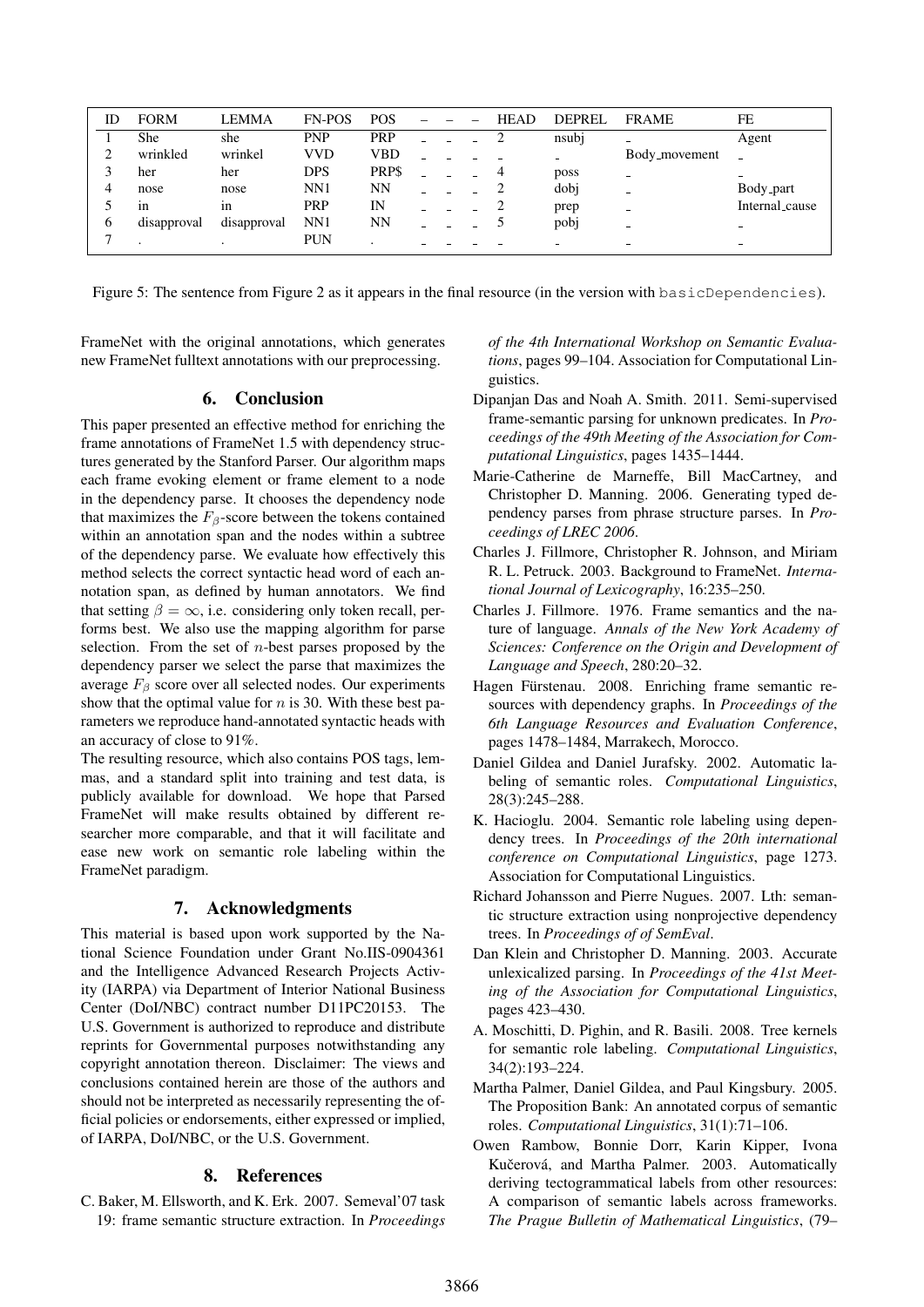| ID | FORM | LEMMA | FN-POS | POS | – | – | – | HEAD | DEPREL | FRAME | FE |
|---|---|---|---|---|---|---|---|---|---|---|---|
| 1 | She | she | PNP | PRP | _ | _ | _ | 2 | nsubj | _ | Agent |
| 2 | wrinkled | wrinkel | VVD | VBD | _ | _ | _ | _ | _ | Body_movement | _ |
| 3 | her | her | DPS | PRP$ | _ | _ | _ | 4 | poss | _ | _ |
| 4 | nose | nose | NN1 | NN | _ | _ | _ | 2 | dobj | _ | Body_part |
| 5 | in | in | PRP | IN | _ | _ | _ | 2 | prep | _ | Internal_cause |
| 6 | disapproval | disapproval | NN1 | NN | _ | _ | _ | 5 | pobj | _ | _ |
| 7 | . | . | PUN | . | _ | _ | _ | _ | _ | _ | _ |

Figure 5: The sentence from Figure 2 as it appears in the final resource (in the version with `basicDependencies`).

FrameNet with the original annotations, which generates new FrameNet fulltext annotations with our preprocessing.

## 6. Conclusion

This paper presented an effective method for enriching the frame annotations of FrameNet 1.5 with dependency structures generated by the Stanford Parser. Our algorithm maps each frame evoking element or frame element to a node in the dependency parse. It chooses the dependency node that maximizes the $F_\beta$-score between the tokens contained within an annotation span and the nodes within a subtree of the dependency parse. We evaluate how effectively this method selects the correct syntactic head word of each annotation span, as defined by human annotators. We find that setting $\beta = \infty$, i.e. considering only token recall, performs best. We also use the mapping algorithm for parse selection. From the set of $n$-best parses proposed by the dependency parser we select the parse that maximizes the average $F_\beta$ score over all selected nodes. Our experiments show that the optimal value for $n$ is 30. With these best parameters we reproduce hand-annotated syntactic heads with an accuracy of close to 91%.

The resulting resource, which also contains POS tags, lemmas, and a standard split into training and test data, is publicly available for download. We hope that Parsed FrameNet will make results obtained by different researcher more comparable, and that it will facilitate and ease new work on semantic role labeling within the FrameNet paradigm.

## 7. Acknowledgments

This material is based upon work supported by the National Science Foundation under Grant No.IIS-0904361 and the Intelligence Advanced Research Projects Activity (IARPA) via Department of Interior National Business Center (DoI/NBC) contract number D11PC20153. The U.S. Government is authorized to reproduce and distribute reprints for Governmental purposes notwithstanding any copyright annotation thereon. Disclaimer: The views and conclusions contained herein are those of the authors and should not be interpreted as necessarily representing the official policies or endorsements, either expressed or implied, of IARPA, DoI/NBC, or the U.S. Government.

## 8. References

C. Baker, M. Ellsworth, and K. Erk. 2007. Semeval'07 task 19: frame semantic structure extraction. In *Proceedings of the 4th International Workshop on Semantic Evaluations*, pages 99–104. Association for Computational Linguistics.

Dipanjan Das and Noah A. Smith. 2011. Semi-supervised frame-semantic parsing for unknown predicates. In *Proceedings of the 49th Meeting of the Association for Computational Linguistics*, pages 1435–1444.

Marie-Catherine de Marneffe, Bill MacCartney, and Christopher D. Manning. 2006. Generating typed dependency parses from phrase structure parses. In *Proceedings of LREC 2006*.

Charles J. Fillmore, Christopher R. Johnson, and Miriam R. L. Petruck. 2003. Background to FrameNet. *International Journal of Lexicography*, 16:235–250.

Charles J. Fillmore. 1976. Frame semantics and the nature of language. *Annals of the New York Academy of Sciences: Conference on the Origin and Development of Language and Speech*, 280:20–32.

Hagen Fürstenau. 2008. Enriching frame semantic resources with dependency graphs. In *Proceedings of the 6th Language Resources and Evaluation Conference*, pages 1478–1484, Marrakech, Morocco.

Daniel Gildea and Daniel Jurafsky. 2002. Automatic labeling of semantic roles. *Computational Linguistics*, 28(3):245–288.

K. Hacioglu. 2004. Semantic role labeling using dependency trees. In *Proceedings of the 20th international conference on Computational Linguistics*, page 1273. Association for Computational Linguistics.

Richard Johansson and Pierre Nugues. 2007. Lth: semantic structure extraction using nonprojective dependency trees. In *Proceedings of of SemEval*.

Dan Klein and Christopher D. Manning. 2003. Accurate unlexicalized parsing. In *Proceedings of the 41st Meeting of the Association for Computational Linguistics*, pages 423–430.

A. Moschitti, D. Pighin, and R. Basili. 2008. Tree kernels for semantic role labeling. *Computational Linguistics*, 34(2):193–224.

Martha Palmer, Daniel Gildea, and Paul Kingsbury. 2005. The Proposition Bank: An annotated corpus of semantic roles. *Computational Linguistics*, 31(1):71–106.

Owen Rambow, Bonnie Dorr, Karin Kipper, Ivona Kučerová, and Martha Palmer. 2003. Automatically deriving tectogrammatical labels from other resources: A comparison of semantic labels across frameworks. *The Prague Bulletin of Mathematical Linguistics*, (79–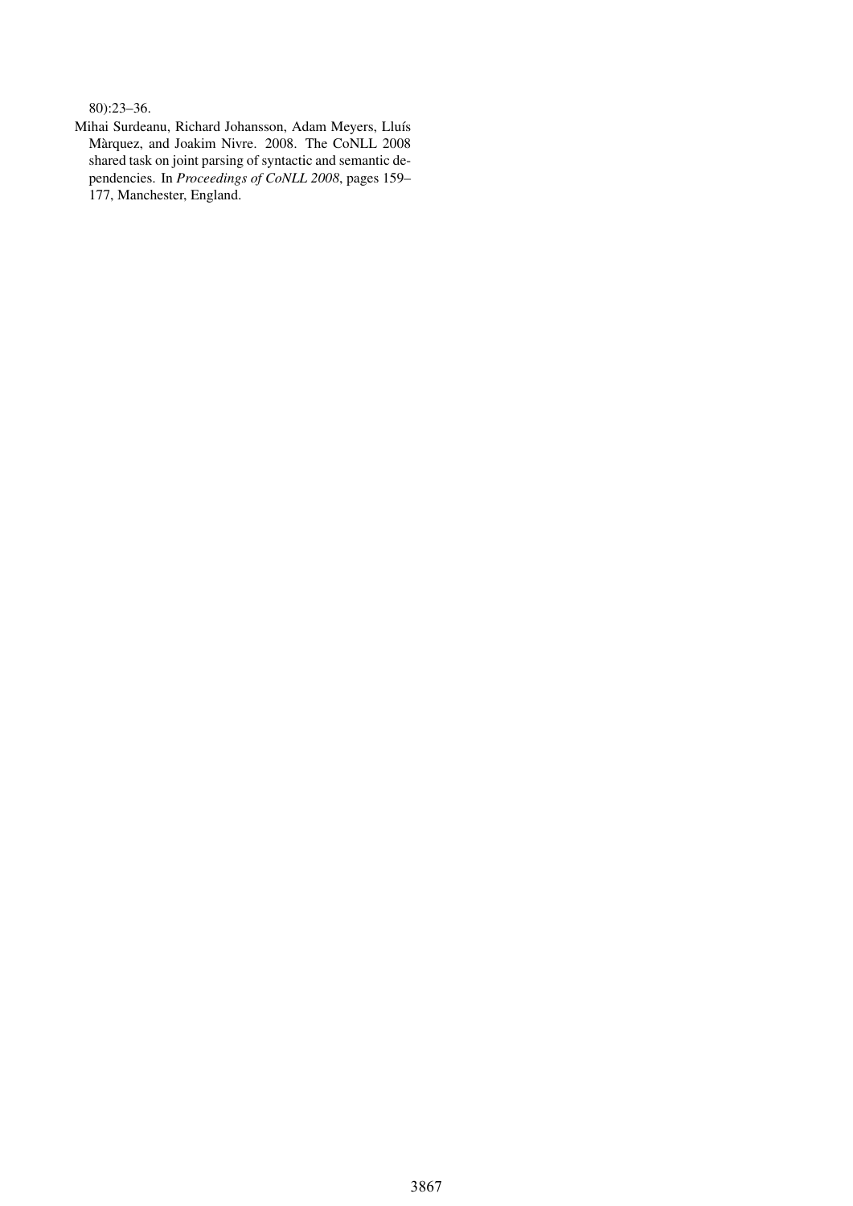80):23–36.

Mihai Surdeanu, Richard Johansson, Adam Meyers, Lluís Màrquez, and Joakim Nivre. 2008. The CoNLL 2008 shared task on joint parsing of syntactic and semantic dependencies. In *Proceedings of CoNLL 2008*, pages 159–177, Manchester, England.